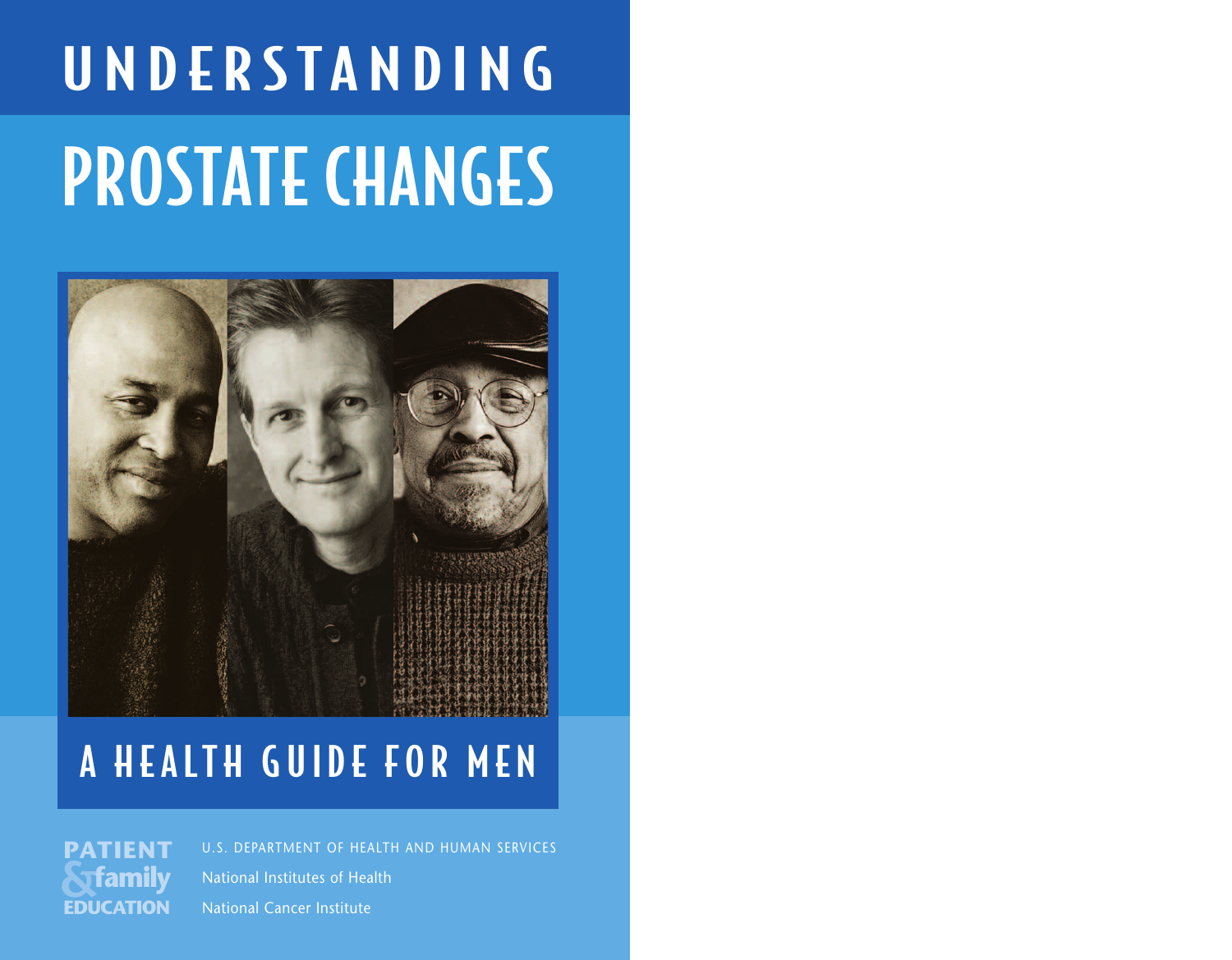# UNDERSTANDING

# PROSTATE CHANGES

## A HEALTH GUIDE FOR MEN

PATIENT & family EDUCATION

U.S. DEPARTMENT OF HEALTH AND HUMAN SERVICES

National Institutes of Health

National Cancer Institute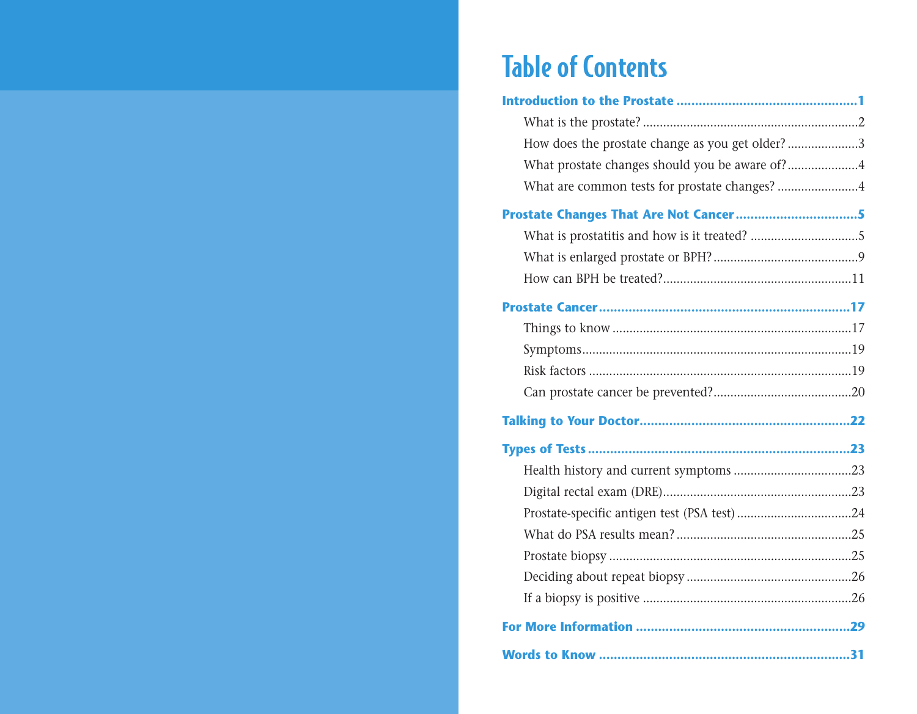# Table of Contents

**Introduction to the Prostate** ..... 1

- What is the prostate? ..... 2
- How does the prostate change as you get older? ..... 3
- What prostate changes should you be aware of? ..... 4
- What are common tests for prostate changes? ..... 4

**Prostate Changes That Are Not Cancer** ..... 5

- What is prostatitis and how is it treated? ..... 5
- What is enlarged prostate or BPH? ..... 9
- How can BPH be treated? ..... 11

**Prostate Cancer** ..... 17

- Things to know ..... 17
- Symptoms ..... 19
- Risk factors ..... 19
- Can prostate cancer be prevented? ..... 20

**Talking to Your Doctor** ..... 22

**Types of Tests** ..... 23

- Health history and current symptoms ..... 23
- Digital rectal exam (DRE) ..... 23
- Prostate-specific antigen test (PSA test) ..... 24
- What do PSA results mean? ..... 25
- Prostate biopsy ..... 25
- Deciding about repeat biopsy ..... 26
- If a biopsy is positive ..... 26

**For More Information** ..... 29

**Words to Know** ..... 31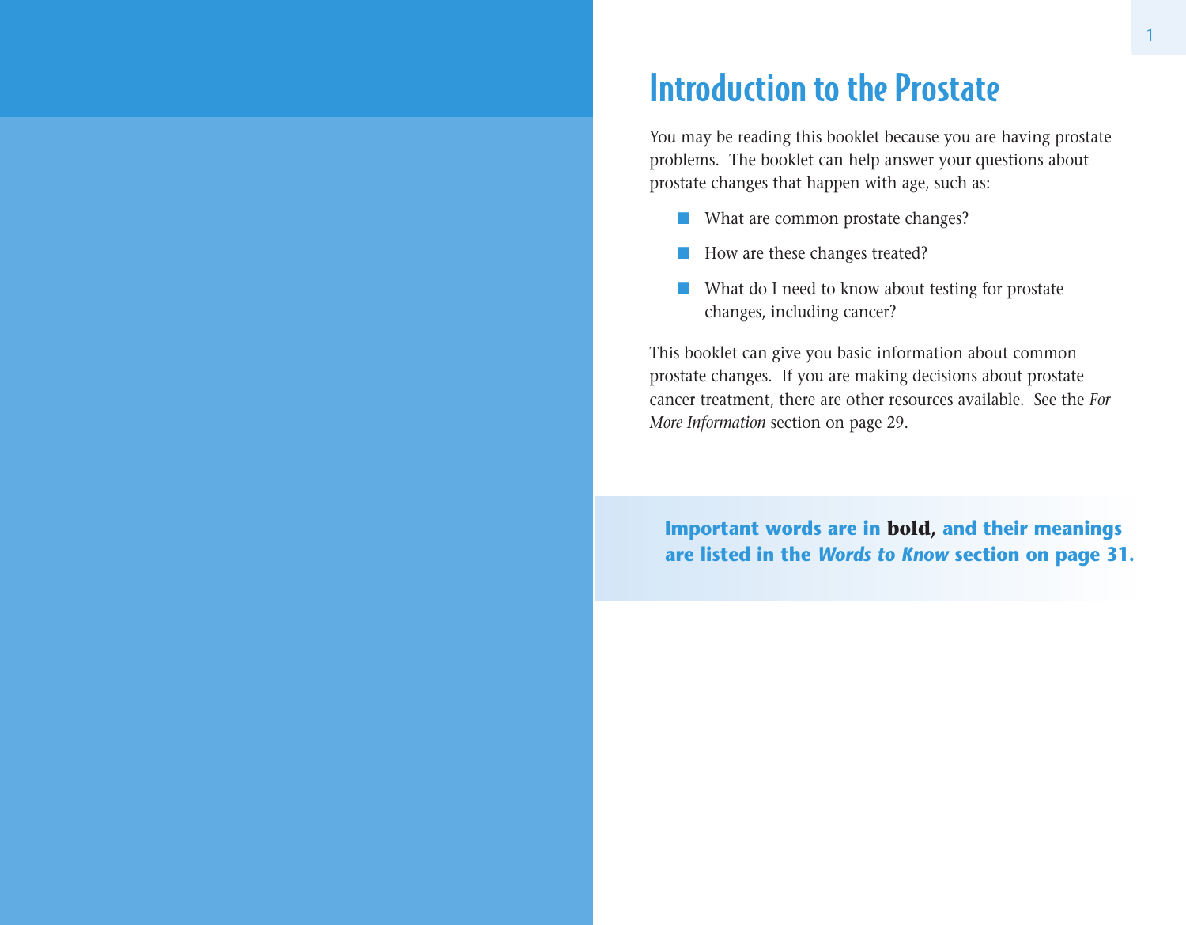# Introduction to the Prostate

You may be reading this booklet because you are having prostate problems. The booklet can help answer your questions about prostate changes that happen with age, such as:

- What are common prostate changes?
- How are these changes treated?
- What do I need to know about testing for prostate changes, including cancer?

This booklet can give you basic information about common prostate changes. If you are making decisions about prostate cancer treatment, there are other resources available. See the *For More Information* section on page 29.

**Important words are in bold, and their meanings are listed in the *Words to Know* section on page 31.**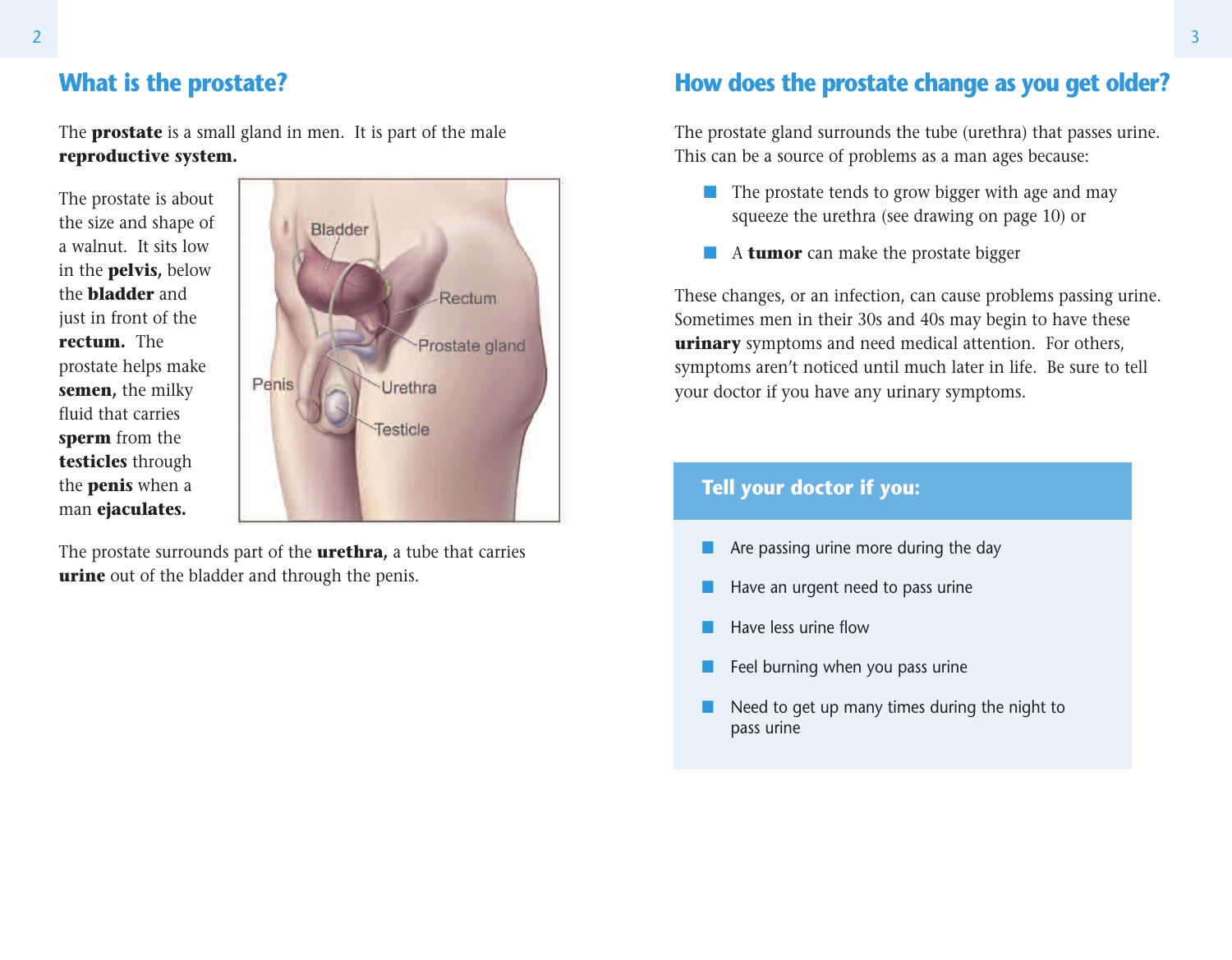## What is the prostate?

The **prostate** is a small gland in men. It is part of the male **reproductive system.**

The prostate is about the size and shape of a walnut. It sits low in the **pelvis,** below the **bladder** and just in front of the **rectum.** The prostate helps make **semen,** the milky fluid that carries **sperm** from the **testicles** through the **penis** when a man **ejaculates.**

Bladder
Rectum
Prostate gland
Penis
Urethra
Testicle

The prostate surrounds part of the **urethra,** a tube that carries **urine** out of the bladder and through the penis.

## How does the prostate change as you get older?

The prostate gland surrounds the tube (urethra) that passes urine. This can be a source of problems as a man ages because:

- The prostate tends to grow bigger with age and may squeeze the urethra (see drawing on page 10) or
- A **tumor** can make the prostate bigger

These changes, or an infection, can cause problems passing urine. Sometimes men in their 30s and 40s may begin to have these **urinary** symptoms and need medical attention. For others, symptoms aren't noticed until much later in life. Be sure to tell your doctor if you have any urinary symptoms.

### Tell your doctor if you:

- Are passing urine more during the day
- Have an urgent need to pass urine
- Have less urine flow
- Feel burning when you pass urine
- Need to get up many times during the night to pass urine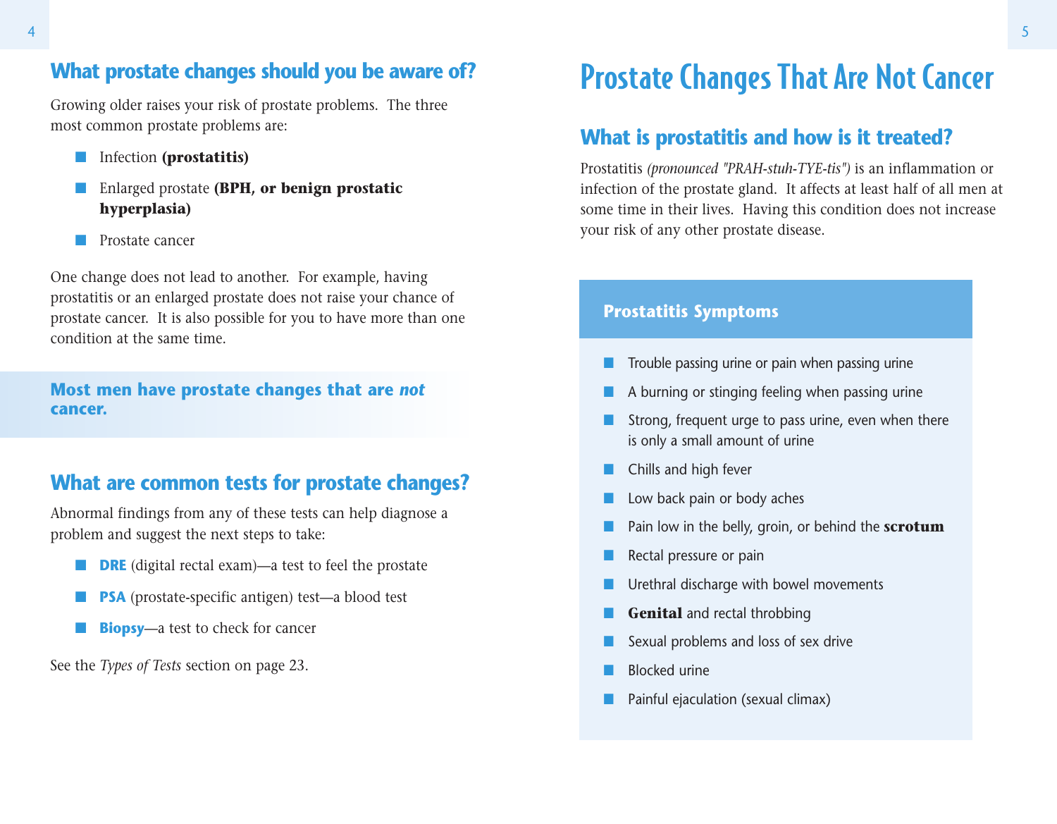## What prostate changes should you be aware of?

Growing older raises your risk of prostate problems. The three most common prostate problems are:

- Infection **(prostatitis)**
- Enlarged prostate **(BPH, or benign prostatic hyperplasia)**
- Prostate cancer

One change does not lead to another. For example, having prostatitis or an enlarged prostate does not raise your chance of prostate cancer. It is also possible for you to have more than one condition at the same time.

**Most men have prostate changes that are *not* cancer.**

## What are common tests for prostate changes?

Abnormal findings from any of these tests can help diagnose a problem and suggest the next steps to take:

- **DRE** (digital rectal exam)—a test to feel the prostate
- **PSA** (prostate-specific antigen) test—a blood test
- **Biopsy**—a test to check for cancer

See the *Types of Tests* section on page 23.

# Prostate Changes That Are Not Cancer

## What is prostatitis and how is it treated?

Prostatitis *(pronounced "PRAH-stuh-TYE-tis")* is an inflammation or infection of the prostate gland. It affects at least half of all men at some time in their lives. Having this condition does not increase your risk of any other prostate disease.

### Prostatitis Symptoms

- Trouble passing urine or pain when passing urine
- A burning or stinging feeling when passing urine
- Strong, frequent urge to pass urine, even when there is only a small amount of urine
- Chills and high fever
- Low back pain or body aches
- Pain low in the belly, groin, or behind the **scrotum**
- Rectal pressure or pain
- Urethral discharge with bowel movements
- **Genital** and rectal throbbing
- Sexual problems and loss of sex drive
- Blocked urine
- Painful ejaculation (sexual climax)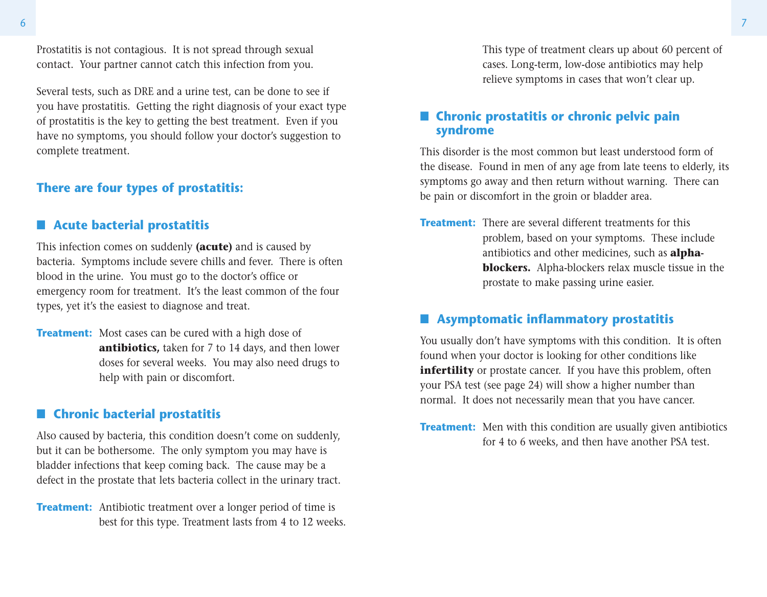Prostatitis is not contagious. It is not spread through sexual contact. Your partner cannot catch this infection from you.

Several tests, such as DRE and a urine test, can be done to see if you have prostatitis. Getting the right diagnosis of your exact type of prostatitis is the key to getting the best treatment. Even if you have no symptoms, you should follow your doctor's suggestion to complete treatment.

## There are four types of prostatitis:

### Acute bacterial prostatitis

This infection comes on suddenly **(acute)** and is caused by bacteria. Symptoms include severe chills and fever. There is often blood in the urine. You must go to the doctor's office or emergency room for treatment. It's the least common of the four types, yet it's the easiest to diagnose and treat.

**Treatment:** Most cases can be cured with a high dose of **antibiotics,** taken for 7 to 14 days, and then lower doses for several weeks. You may also need drugs to help with pain or discomfort.

### Chronic bacterial prostatitis

Also caused by bacteria, this condition doesn't come on suddenly, but it can be bothersome. The only symptom you may have is bladder infections that keep coming back. The cause may be a defect in the prostate that lets bacteria collect in the urinary tract.

**Treatment:** Antibiotic treatment over a longer period of time is best for this type. Treatment lasts from 4 to 12 weeks. This type of treatment clears up about 60 percent of cases. Long-term, low-dose antibiotics may help relieve symptoms in cases that won't clear up.

### Chronic prostatitis or chronic pelvic pain syndrome

This disorder is the most common but least understood form of the disease. Found in men of any age from late teens to elderly, its symptoms go away and then return without warning. There can be pain or discomfort in the groin or bladder area.

**Treatment:** There are several different treatments for this problem, based on your symptoms. These include antibiotics and other medicines, such as **alpha-blockers.** Alpha-blockers relax muscle tissue in the prostate to make passing urine easier.

### Asymptomatic inflammatory prostatitis

You usually don't have symptoms with this condition. It is often found when your doctor is looking for other conditions like **infertility** or prostate cancer. If you have this problem, often your PSA test (see page 24) will show a higher number than normal. It does not necessarily mean that you have cancer.

**Treatment:** Men with this condition are usually given antibiotics for 4 to 6 weeks, and then have another PSA test.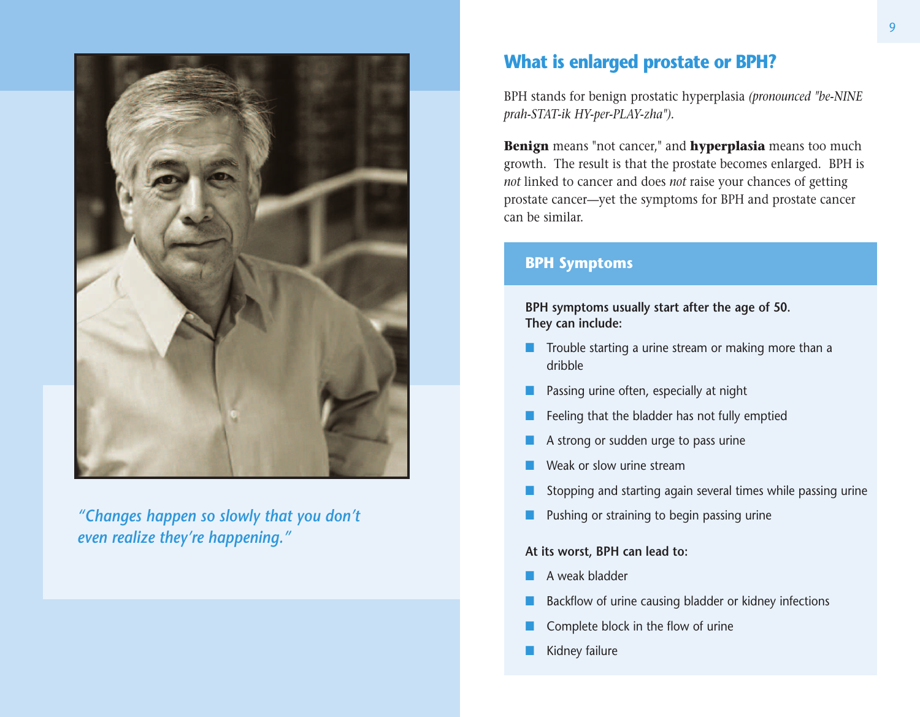*"Changes happen so slowly that you don't even realize they're happening."*

## What is enlarged prostate or BPH?

BPH stands for benign prostatic hyperplasia *(pronounced "be-NINE prah-STAT-ik HY-per-PLAY-zha").*

**Benign** means "not cancer," and **hyperplasia** means too much growth. The result is that the prostate becomes enlarged. BPH is *not* linked to cancer and does *not* raise your chances of getting prostate cancer—yet the symptoms for BPH and prostate cancer can be similar.

### BPH Symptoms

**BPH symptoms usually start after the age of 50. They can include:**

- Trouble starting a urine stream or making more than a dribble
- Passing urine often, especially at night
- Feeling that the bladder has not fully emptied
- A strong or sudden urge to pass urine
- Weak or slow urine stream
- Stopping and starting again several times while passing urine
- Pushing or straining to begin passing urine

**At its worst, BPH can lead to:**

- A weak bladder
- Backflow of urine causing bladder or kidney infections
- Complete block in the flow of urine
- Kidney failure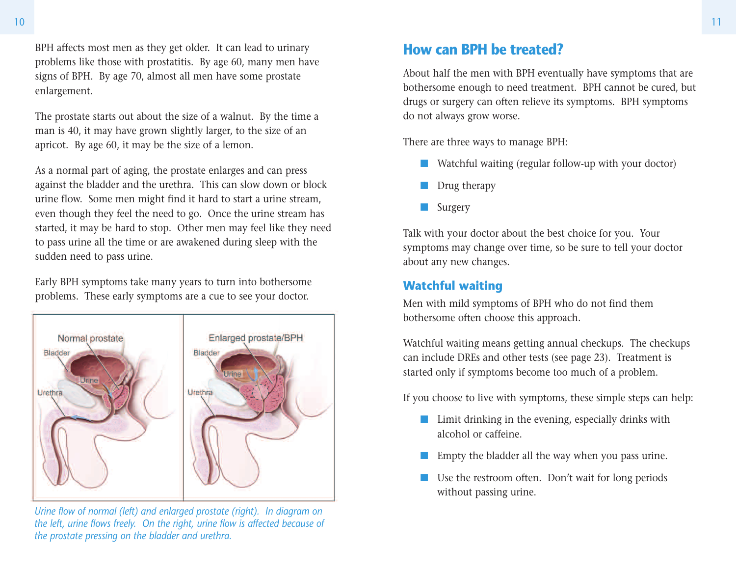BPH affects most men as they get older. It can lead to urinary problems like those with prostatitis. By age 60, many men have signs of BPH. By age 70, almost all men have some prostate enlargement.

The prostate starts out about the size of a walnut. By the time a man is 40, it may have grown slightly larger, to the size of an apricot. By age 60, it may be the size of a lemon.

As a normal part of aging, the prostate enlarges and can press against the bladder and the urethra. This can slow down or block urine flow. Some men might find it hard to start a urine stream, even though they feel the need to go. Once the urine stream has started, it may be hard to stop. Other men may feel like they need to pass urine all the time or are awakened during sleep with the sudden need to pass urine.

Early BPH symptoms take many years to turn into bothersome problems. These early symptoms are a cue to see your doctor.

Normal prostate

Bladder

Urine

Urethra

Enlarged prostate/BPH

Bladder

Urine

Urethra

*Urine flow of normal (left) and enlarged prostate (right). In diagram on the left, urine flows freely. On the right, urine flow is affected because of the prostate pressing on the bladder and urethra.*

## How can BPH be treated?

About half the men with BPH eventually have symptoms that are bothersome enough to need treatment. BPH cannot be cured, but drugs or surgery can often relieve its symptoms. BPH symptoms do not always grow worse.

There are three ways to manage BPH:

- Watchful waiting (regular follow-up with your doctor)
- Drug therapy
- Surgery

Talk with your doctor about the best choice for you. Your symptoms may change over time, so be sure to tell your doctor about any new changes.

### Watchful waiting

Men with mild symptoms of BPH who do not find them bothersome often choose this approach.

Watchful waiting means getting annual checkups. The checkups can include DREs and other tests (see page 23). Treatment is started only if symptoms become too much of a problem.

If you choose to live with symptoms, these simple steps can help:

- Limit drinking in the evening, especially drinks with alcohol or caffeine.
- Empty the bladder all the way when you pass urine.
- Use the restroom often. Don't wait for long periods without passing urine.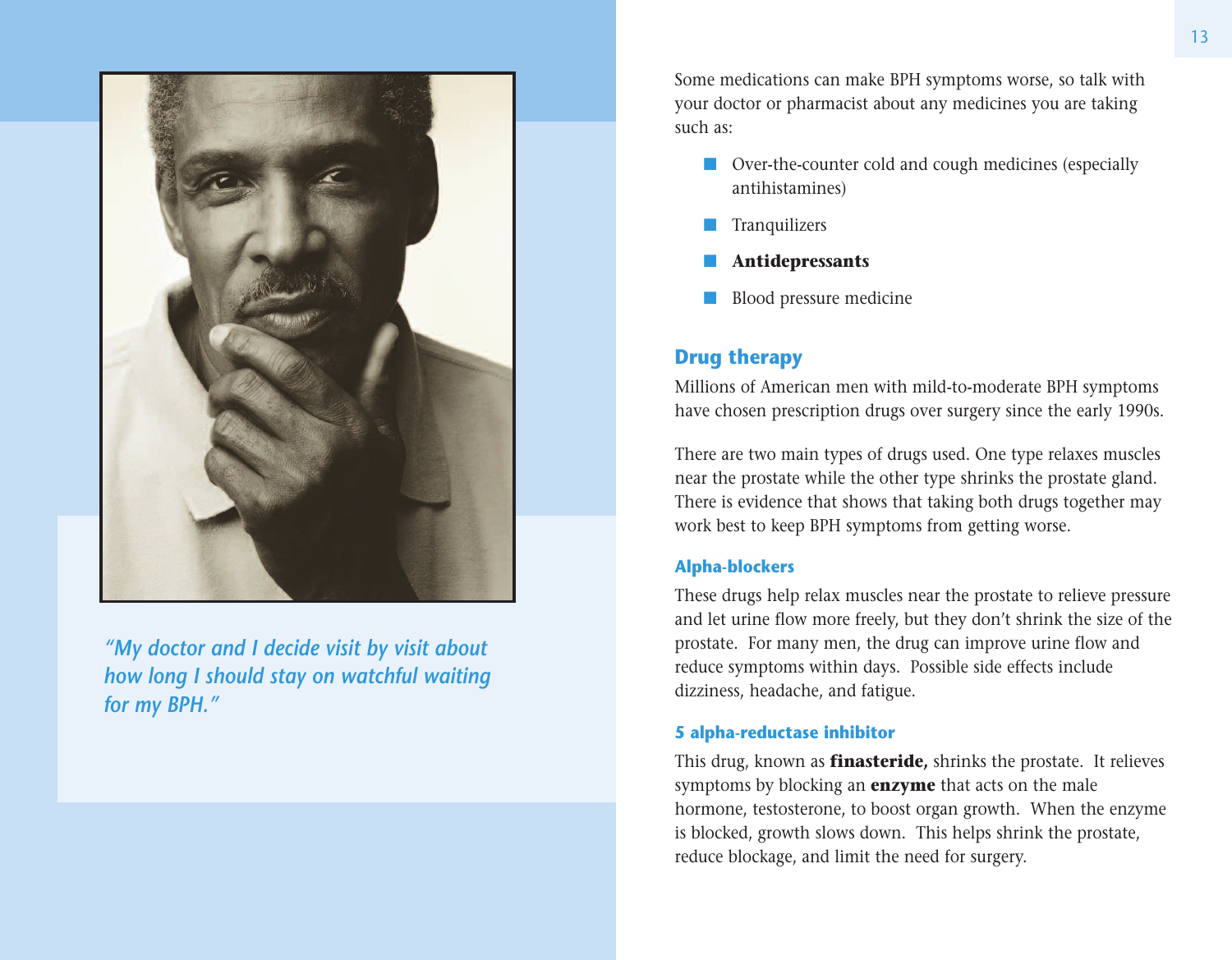*"My doctor and I decide visit by visit about how long I should stay on watchful waiting for my BPH."*

Some medications can make BPH symptoms worse, so talk with your doctor or pharmacist about any medicines you are taking such as:

- Over-the-counter cold and cough medicines (especially antihistamines)
- Tranquilizers
- **Antidepressants**
- Blood pressure medicine

## Drug therapy

Millions of American men with mild-to-moderate BPH symptoms have chosen prescription drugs over surgery since the early 1990s.

There are two main types of drugs used. One type relaxes muscles near the prostate while the other type shrinks the prostate gland. There is evidence that shows that taking both drugs together may work best to keep BPH symptoms from getting worse.

### Alpha-blockers

These drugs help relax muscles near the prostate to relieve pressure and let urine flow more freely, but they don't shrink the size of the prostate. For many men, the drug can improve urine flow and reduce symptoms within days. Possible side effects include dizziness, headache, and fatigue.

### 5 alpha-reductase inhibitor

This drug, known as **finasteride,** shrinks the prostate. It relieves symptoms by blocking an **enzyme** that acts on the male hormone, testosterone, to boost organ growth. When the enzyme is blocked, growth slows down. This helps shrink the prostate, reduce blockage, and limit the need for surgery.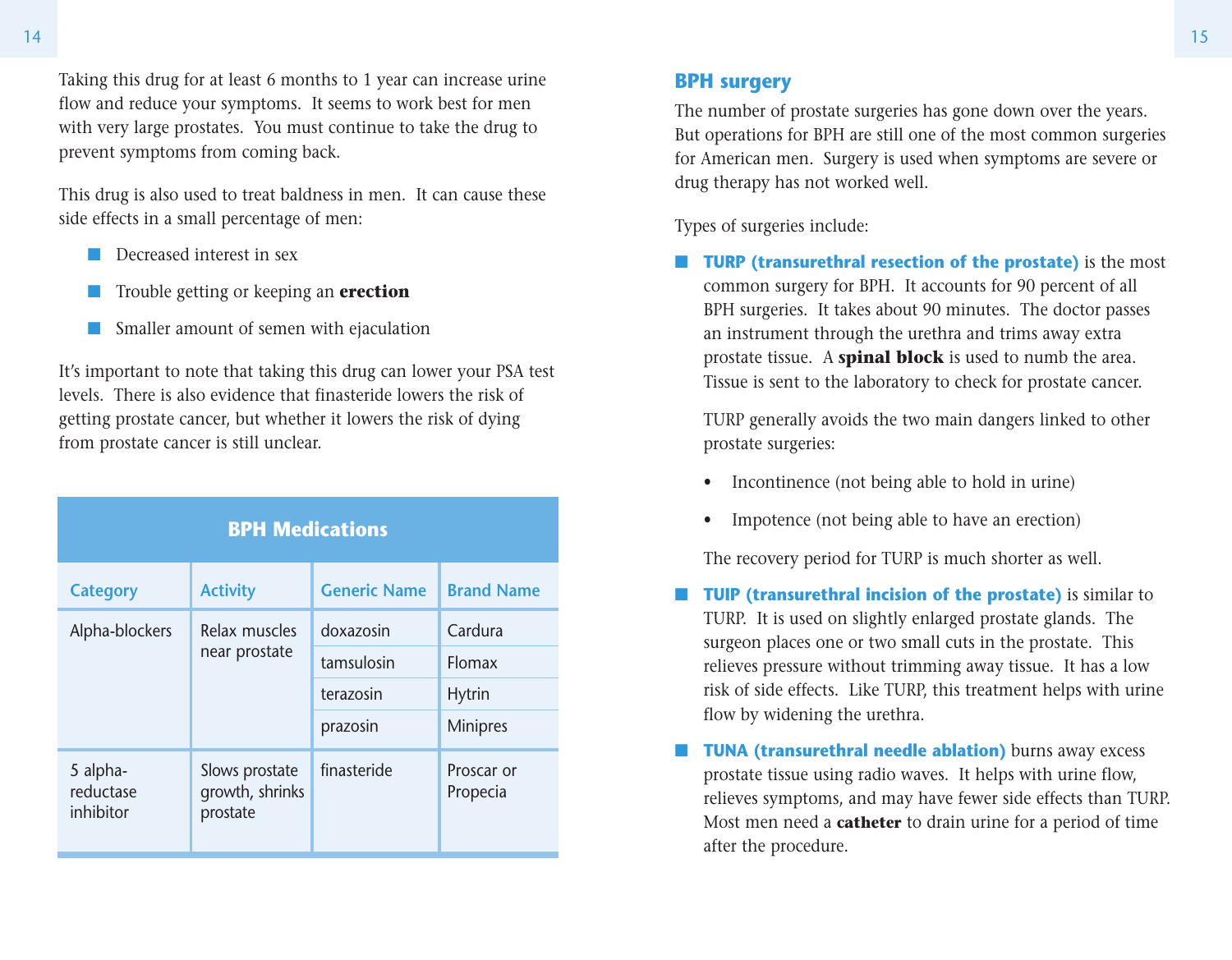Taking this drug for at least 6 months to 1 year can increase urine flow and reduce your symptoms. It seems to work best for men with very large prostates. You must continue to take the drug to prevent symptoms from coming back.

This drug is also used to treat baldness in men. It can cause these side effects in a small percentage of men:

- Decreased interest in sex
- Trouble getting or keeping an **erection**
- Smaller amount of semen with ejaculation

It's important to note that taking this drug can lower your PSA test levels. There is also evidence that finasteride lowers the risk of getting prostate cancer, but whether it lowers the risk of dying from prostate cancer is still unclear.

**BPH Medications**

| Category | Activity | Generic Name | Brand Name |
|---|---|---|---|
| Alpha-blockers | Relax muscles near prostate | doxazosin | Cardura |
| | | tamsulosin | Flomax |
| | | terazosin | Hytrin |
| | | prazosin | Minipres |
| 5 alpha-reductase inhibitor | Slows prostate growth, shrinks prostate | finasteride | Proscar or Propecia |

## BPH surgery

The number of prostate surgeries has gone down over the years. But operations for BPH are still one of the most common surgeries for American men. Surgery is used when symptoms are severe or drug therapy has not worked well.

Types of surgeries include:

- **TURP (transurethral resection of the prostate)** is the most common surgery for BPH. It accounts for 90 percent of all BPH surgeries. It takes about 90 minutes. The doctor passes an instrument through the urethra and trims away extra prostate tissue. A **spinal block** is used to numb the area. Tissue is sent to the laboratory to check for prostate cancer.

  TURP generally avoids the two main dangers linked to other prostate surgeries:

  - Incontinence (not being able to hold in urine)
  - Impotence (not being able to have an erection)

  The recovery period for TURP is much shorter as well.

- **TUIP (transurethral incision of the prostate)** is similar to TURP. It is used on slightly enlarged prostate glands. The surgeon places one or two small cuts in the prostate. This relieves pressure without trimming away tissue. It has a low risk of side effects. Like TURP, this treatment helps with urine flow by widening the urethra.

- **TUNA (transurethral needle ablation)** burns away excess prostate tissue using radio waves. It helps with urine flow, relieves symptoms, and may have fewer side effects than TURP. Most men need a **catheter** to drain urine for a period of time after the procedure.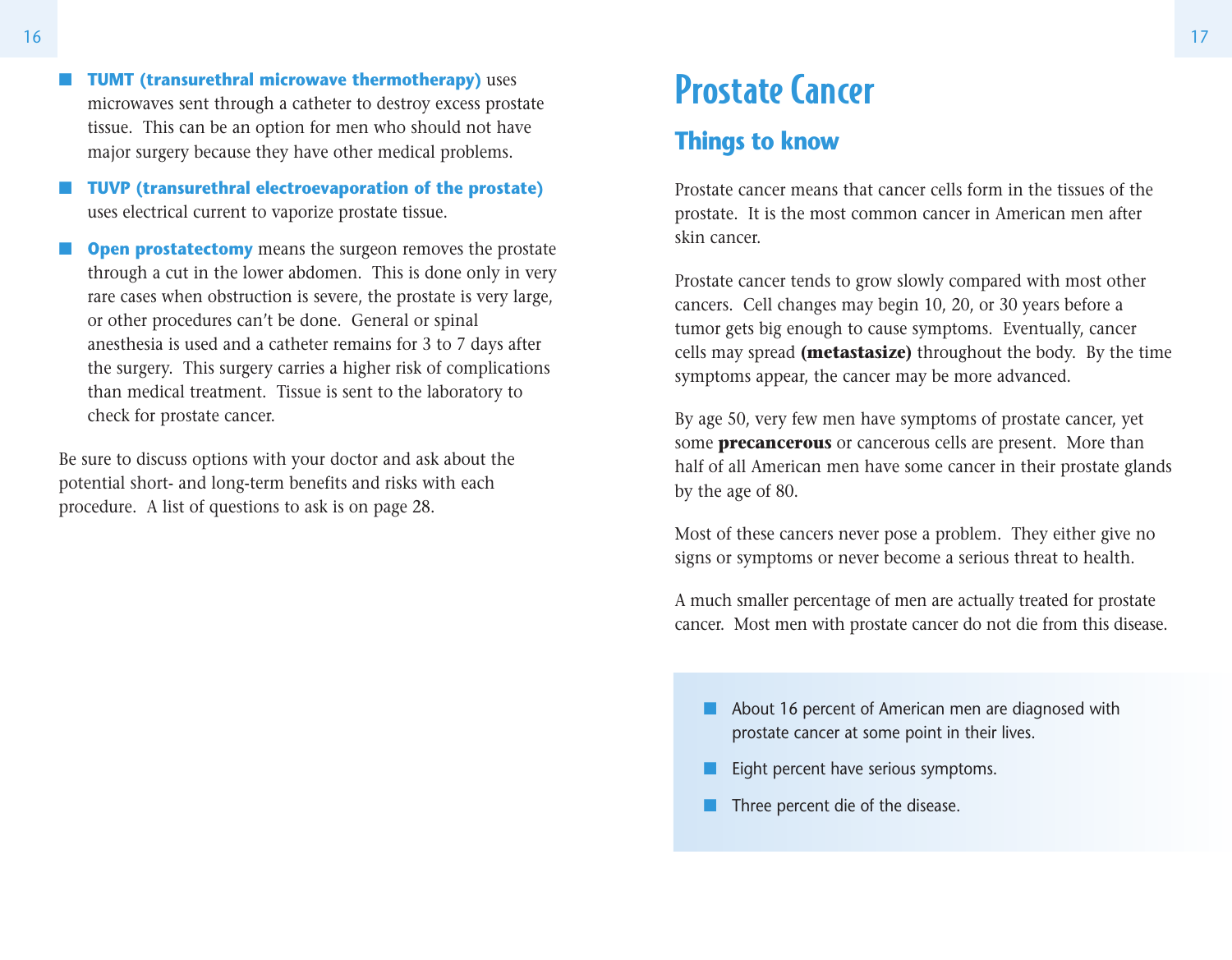- **TUMT (transurethral microwave thermotherapy)** uses microwaves sent through a catheter to destroy excess prostate tissue. This can be an option for men who should not have major surgery because they have other medical problems.
- **TUVP (transurethral electroevaporation of the prostate)** uses electrical current to vaporize prostate tissue.
- **Open prostatectomy** means the surgeon removes the prostate through a cut in the lower abdomen. This is done only in very rare cases when obstruction is severe, the prostate is very large, or other procedures can't be done. General or spinal anesthesia is used and a catheter remains for 3 to 7 days after the surgery. This surgery carries a higher risk of complications than medical treatment. Tissue is sent to the laboratory to check for prostate cancer.

Be sure to discuss options with your doctor and ask about the potential short- and long-term benefits and risks with each procedure. A list of questions to ask is on page 28.

# Prostate Cancer

## Things to know

Prostate cancer means that cancer cells form in the tissues of the prostate. It is the most common cancer in American men after skin cancer.

Prostate cancer tends to grow slowly compared with most other cancers. Cell changes may begin 10, 20, or 30 years before a tumor gets big enough to cause symptoms. Eventually, cancer cells may spread **(metastasize)** throughout the body. By the time symptoms appear, the cancer may be more advanced.

By age 50, very few men have symptoms of prostate cancer, yet some **precancerous** or cancerous cells are present. More than half of all American men have some cancer in their prostate glands by the age of 80.

Most of these cancers never pose a problem. They either give no signs or symptoms or never become a serious threat to health.

A much smaller percentage of men are actually treated for prostate cancer. Most men with prostate cancer do not die from this disease.

- About 16 percent of American men are diagnosed with prostate cancer at some point in their lives.
- Eight percent have serious symptoms.
- Three percent die of the disease.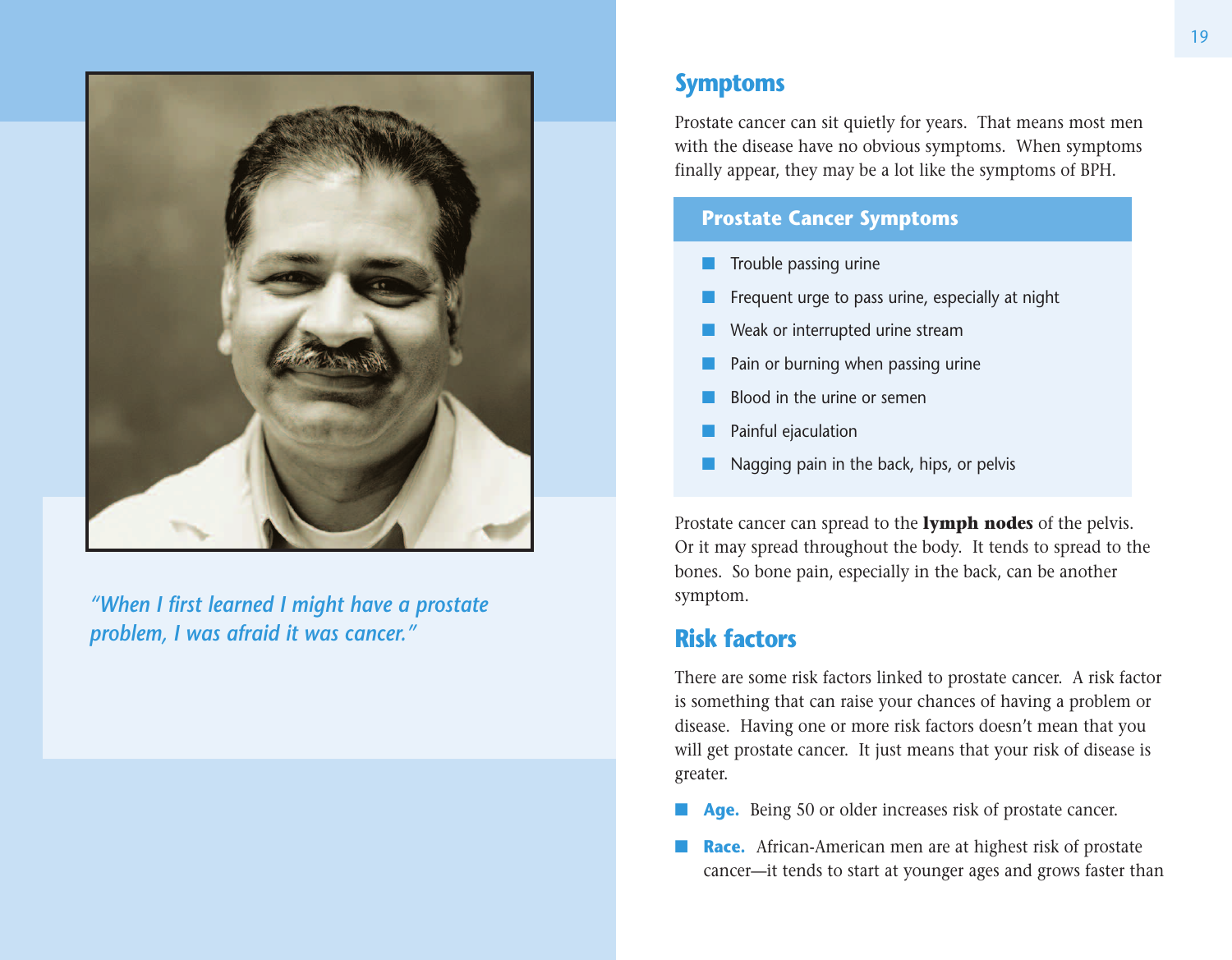*"When I first learned I might have a prostate problem, I was afraid it was cancer."*

## Symptoms

Prostate cancer can sit quietly for years. That means most men with the disease have no obvious symptoms. When symptoms finally appear, they may be a lot like the symptoms of BPH.

### Prostate Cancer Symptoms

- Trouble passing urine
- Frequent urge to pass urine, especially at night
- Weak or interrupted urine stream
- Pain or burning when passing urine
- Blood in the urine or semen
- Painful ejaculation
- Nagging pain in the back, hips, or pelvis

Prostate cancer can spread to the **lymph nodes** of the pelvis. Or it may spread throughout the body. It tends to spread to the bones. So bone pain, especially in the back, can be another symptom.

## Risk factors

There are some risk factors linked to prostate cancer. A risk factor is something that can raise your chances of having a problem or disease. Having one or more risk factors doesn't mean that you will get prostate cancer. It just means that your risk of disease is greater.

- **Age.** Being 50 or older increases risk of prostate cancer.
- **Race.** African-American men are at highest risk of prostate cancer—it tends to start at younger ages and grows faster than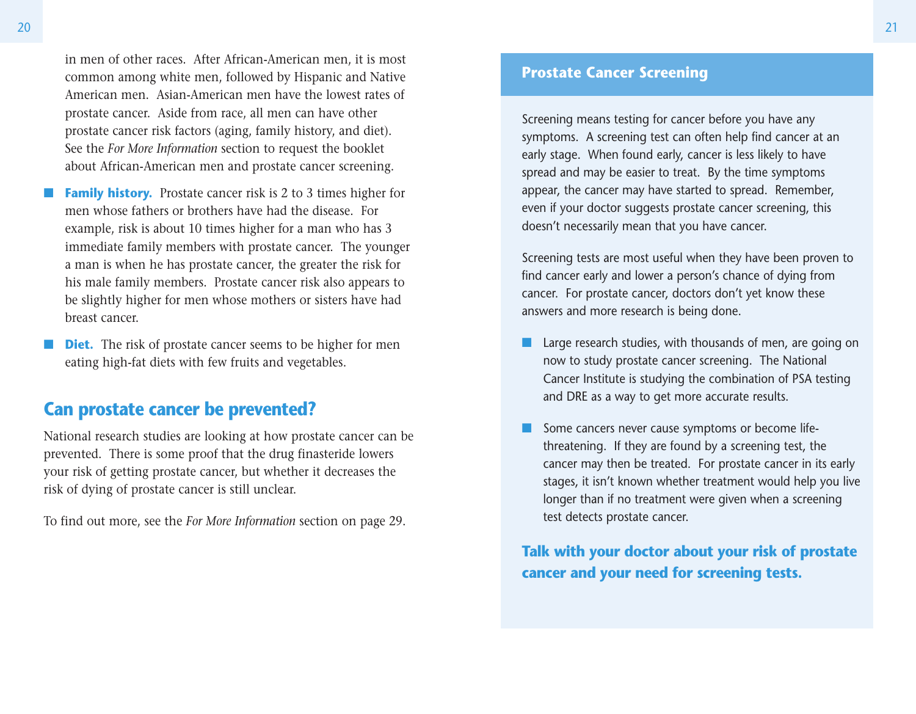in men of other races. After African-American men, it is most common among white men, followed by Hispanic and Native American men. Asian-American men have the lowest rates of prostate cancer. Aside from race, all men can have other prostate cancer risk factors (aging, family history, and diet). See the *For More Information* section to request the booklet about African-American men and prostate cancer screening.

- **Family history.** Prostate cancer risk is 2 to 3 times higher for men whose fathers or brothers have had the disease. For example, risk is about 10 times higher for a man who has 3 immediate family members with prostate cancer. The younger a man is when he has prostate cancer, the greater the risk for his male family members. Prostate cancer risk also appears to be slightly higher for men whose mothers or sisters have had breast cancer.
- **Diet.** The risk of prostate cancer seems to be higher for men eating high-fat diets with few fruits and vegetables.

## Can prostate cancer be prevented?

National research studies are looking at how prostate cancer can be prevented. There is some proof that the drug finasteride lowers your risk of getting prostate cancer, but whether it decreases the risk of dying of prostate cancer is still unclear.

To find out more, see the *For More Information* section on page 29.

### Prostate Cancer Screening

Screening means testing for cancer before you have any symptoms. A screening test can often help find cancer at an early stage. When found early, cancer is less likely to have spread and may be easier to treat. By the time symptoms appear, the cancer may have started to spread. Remember, even if your doctor suggests prostate cancer screening, this doesn't necessarily mean that you have cancer.

Screening tests are most useful when they have been proven to find cancer early and lower a person's chance of dying from cancer. For prostate cancer, doctors don't yet know these answers and more research is being done.

- Large research studies, with thousands of men, are going on now to study prostate cancer screening. The National Cancer Institute is studying the combination of PSA testing and DRE as a way to get more accurate results.
- Some cancers never cause symptoms or become life-threatening. If they are found by a screening test, the cancer may then be treated. For prostate cancer in its early stages, it isn't known whether treatment would help you live longer than if no treatment were given when a screening test detects prostate cancer.

**Talk with your doctor about your risk of prostate cancer and your need for screening tests.**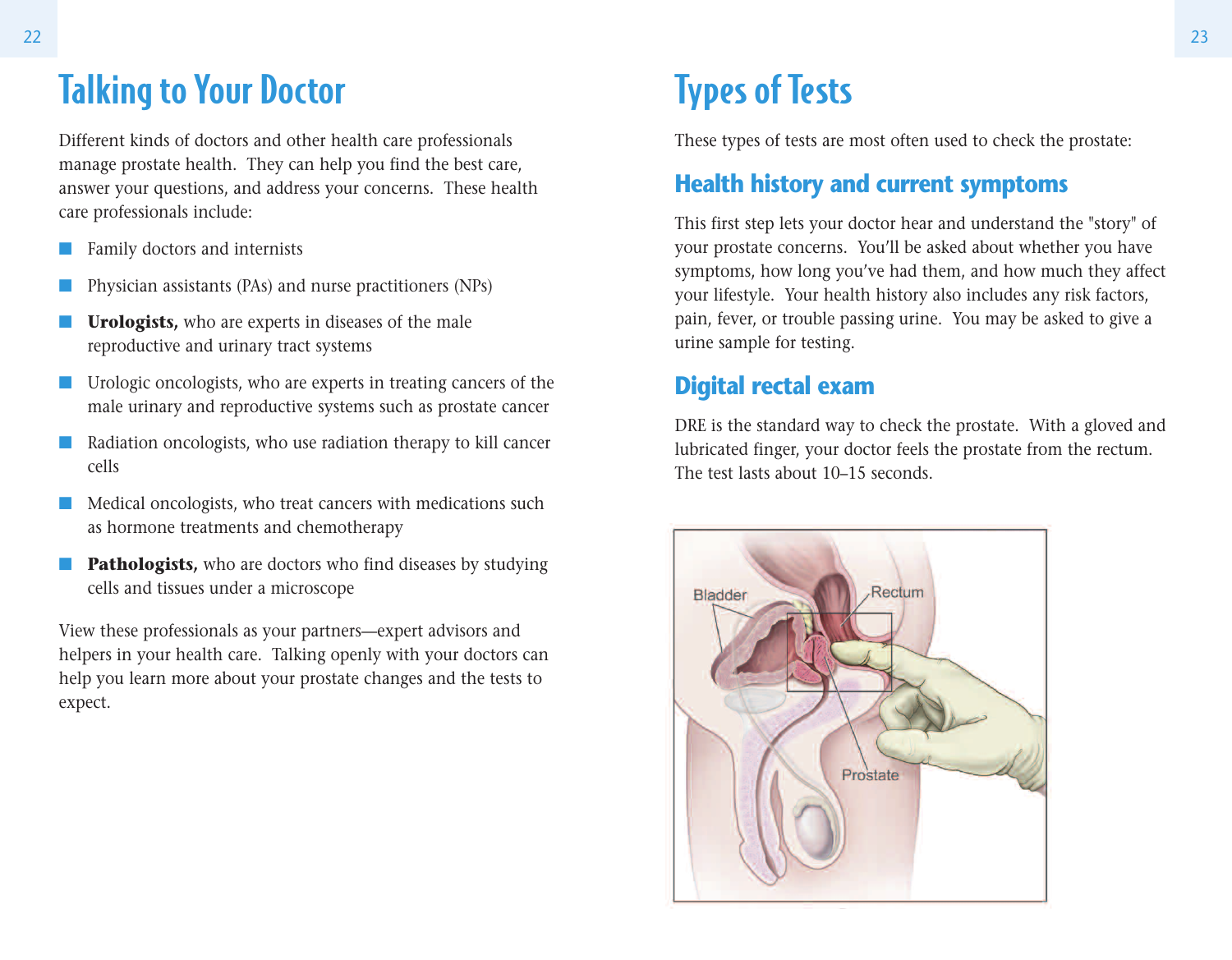# Talking to Your Doctor

Different kinds of doctors and other health care professionals manage prostate health. They can help you find the best care, answer your questions, and address your concerns. These health care professionals include:

- Family doctors and internists
- Physician assistants (PAs) and nurse practitioners (NPs)
- **Urologists,** who are experts in diseases of the male reproductive and urinary tract systems
- Urologic oncologists, who are experts in treating cancers of the male urinary and reproductive systems such as prostate cancer
- Radiation oncologists, who use radiation therapy to kill cancer cells
- Medical oncologists, who treat cancers with medications such as hormone treatments and chemotherapy
- **Pathologists,** who are doctors who find diseases by studying cells and tissues under a microscope

View these professionals as your partners—expert advisors and helpers in your health care. Talking openly with your doctors can help you learn more about your prostate changes and the tests to expect.

# Types of Tests

These types of tests are most often used to check the prostate:

## Health history and current symptoms

This first step lets your doctor hear and understand the "story" of your prostate concerns. You'll be asked about whether you have symptoms, how long you've had them, and how much they affect your lifestyle. Your health history also includes any risk factors, pain, fever, or trouble passing urine. You may be asked to give a urine sample for testing.

## Digital rectal exam

DRE is the standard way to check the prostate. With a gloved and lubricated finger, your doctor feels the prostate from the rectum. The test lasts about 10–15 seconds.

Bladder

Rectum

Prostate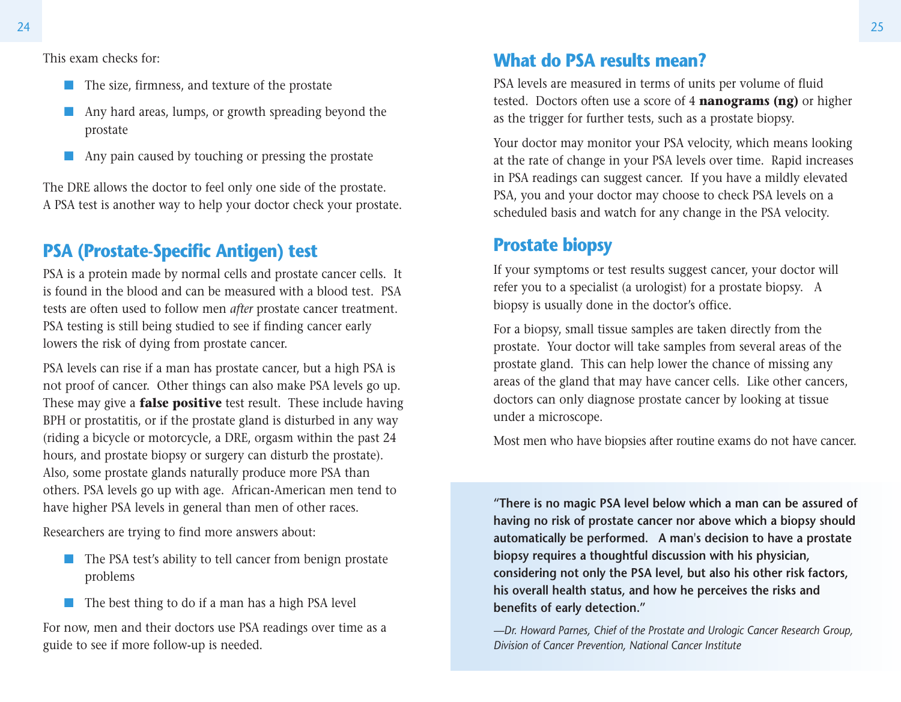This exam checks for:

- The size, firmness, and texture of the prostate
- Any hard areas, lumps, or growth spreading beyond the prostate
- Any pain caused by touching or pressing the prostate

The DRE allows the doctor to feel only one side of the prostate. A PSA test is another way to help your doctor check your prostate.

## PSA (Prostate-Specific Antigen) test

PSA is a protein made by normal cells and prostate cancer cells. It is found in the blood and can be measured with a blood test. PSA tests are often used to follow men *after* prostate cancer treatment. PSA testing is still being studied to see if finding cancer early lowers the risk of dying from prostate cancer.

PSA levels can rise if a man has prostate cancer, but a high PSA is not proof of cancer. Other things can also make PSA levels go up. These may give a **false positive** test result. These include having BPH or prostatitis, or if the prostate gland is disturbed in any way (riding a bicycle or motorcycle, a DRE, orgasm within the past 24 hours, and prostate biopsy or surgery can disturb the prostate). Also, some prostate glands naturally produce more PSA than others. PSA levels go up with age. African-American men tend to have higher PSA levels in general than men of other races.

Researchers are trying to find more answers about:

- The PSA test's ability to tell cancer from benign prostate problems
- The best thing to do if a man has a high PSA level

For now, men and their doctors use PSA readings over time as a guide to see if more follow-up is needed.

## What do PSA results mean?

PSA levels are measured in terms of units per volume of fluid tested. Doctors often use a score of 4 **nanograms (ng)** or higher as the trigger for further tests, such as a prostate biopsy.

Your doctor may monitor your PSA velocity, which means looking at the rate of change in your PSA levels over time. Rapid increases in PSA readings can suggest cancer. If you have a mildly elevated PSA, you and your doctor may choose to check PSA levels on a scheduled basis and watch for any change in the PSA velocity.

## Prostate biopsy

If your symptoms or test results suggest cancer, your doctor will refer you to a specialist (a urologist) for a prostate biopsy. A biopsy is usually done in the doctor's office.

For a biopsy, small tissue samples are taken directly from the prostate. Your doctor will take samples from several areas of the prostate gland. This can help lower the chance of missing any areas of the gland that may have cancer cells. Like other cancers, doctors can only diagnose prostate cancer by looking at tissue under a microscope.

Most men who have biopsies after routine exams do not have cancer.

**"There is no magic PSA level below which a man can be assured of having no risk of prostate cancer nor above which a biopsy should automatically be performed. A man's decision to have a prostate biopsy requires a thoughtful discussion with his physician, considering not only the PSA level, but also his other risk factors, his overall health status, and how he perceives the risks and benefits of early detection."**

*—Dr. Howard Parnes, Chief of the Prostate and Urologic Cancer Research Group, Division of Cancer Prevention, National Cancer Institute*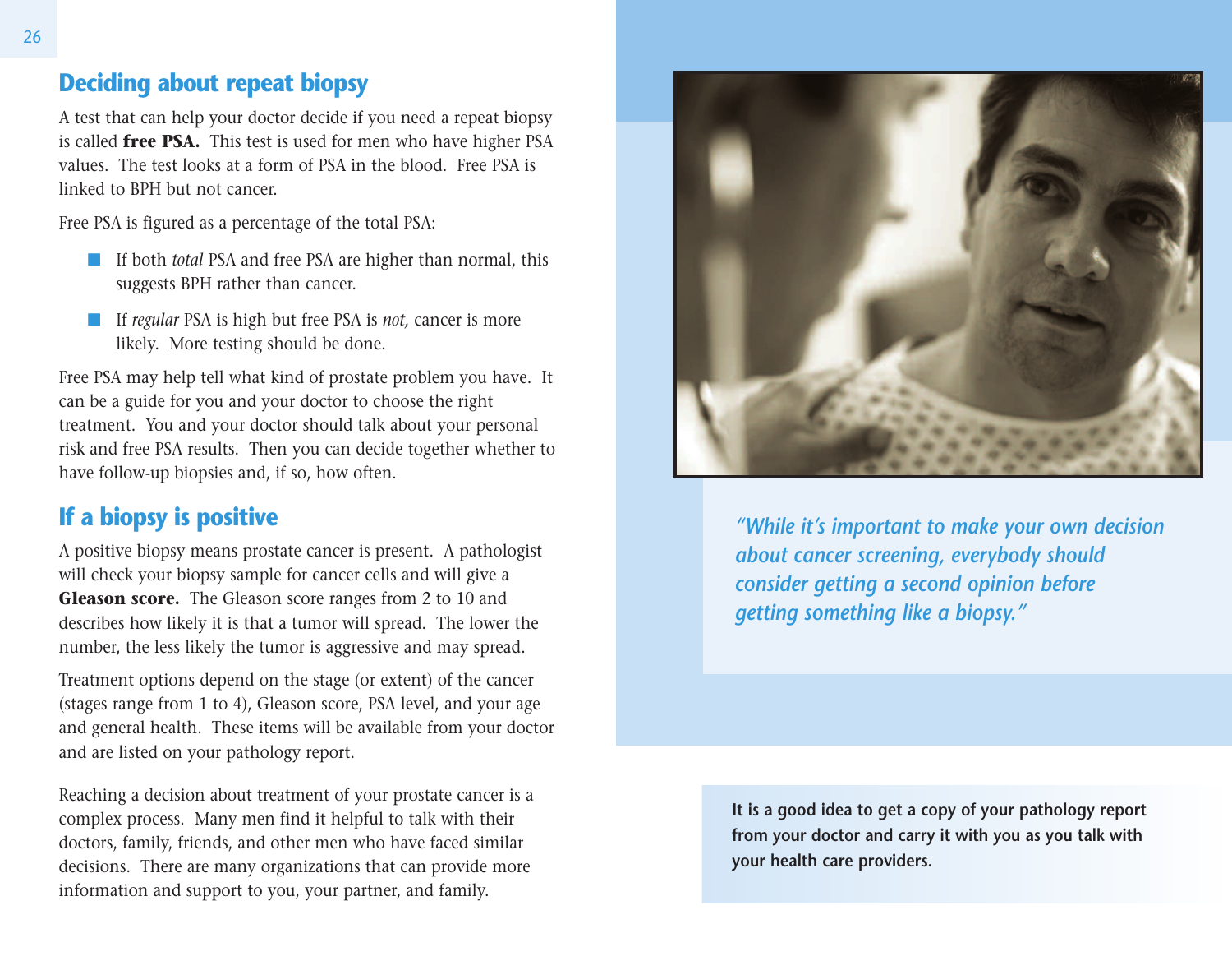## Deciding about repeat biopsy

A test that can help your doctor decide if you need a repeat biopsy is called **free PSA.** This test is used for men who have higher PSA values. The test looks at a form of PSA in the blood. Free PSA is linked to BPH but not cancer.

Free PSA is figured as a percentage of the total PSA:

- If both *total* PSA and free PSA are higher than normal, this suggests BPH rather than cancer.
- If *regular* PSA is high but free PSA is *not,* cancer is more likely. More testing should be done.

Free PSA may help tell what kind of prostate problem you have. It can be a guide for you and your doctor to choose the right treatment. You and your doctor should talk about your personal risk and free PSA results. Then you can decide together whether to have follow-up biopsies and, if so, how often.

## If a biopsy is positive

A positive biopsy means prostate cancer is present. A pathologist will check your biopsy sample for cancer cells and will give a **Gleason score.** The Gleason score ranges from 2 to 10 and describes how likely it is that a tumor will spread. The lower the number, the less likely the tumor is aggressive and may spread.

Treatment options depend on the stage (or extent) of the cancer (stages range from 1 to 4), Gleason score, PSA level, and your age and general health. These items will be available from your doctor and are listed on your pathology report.

Reaching a decision about treatment of your prostate cancer is a complex process. Many men find it helpful to talk with their doctors, family, friends, and other men who have faced similar decisions. There are many organizations that can provide more information and support to you, your partner, and family.

*"While it's important to make your own decision about cancer screening, everybody should consider getting a second opinion before getting something like a biopsy."*

**It is a good idea to get a copy of your pathology report from your doctor and carry it with you as you talk with your health care providers.**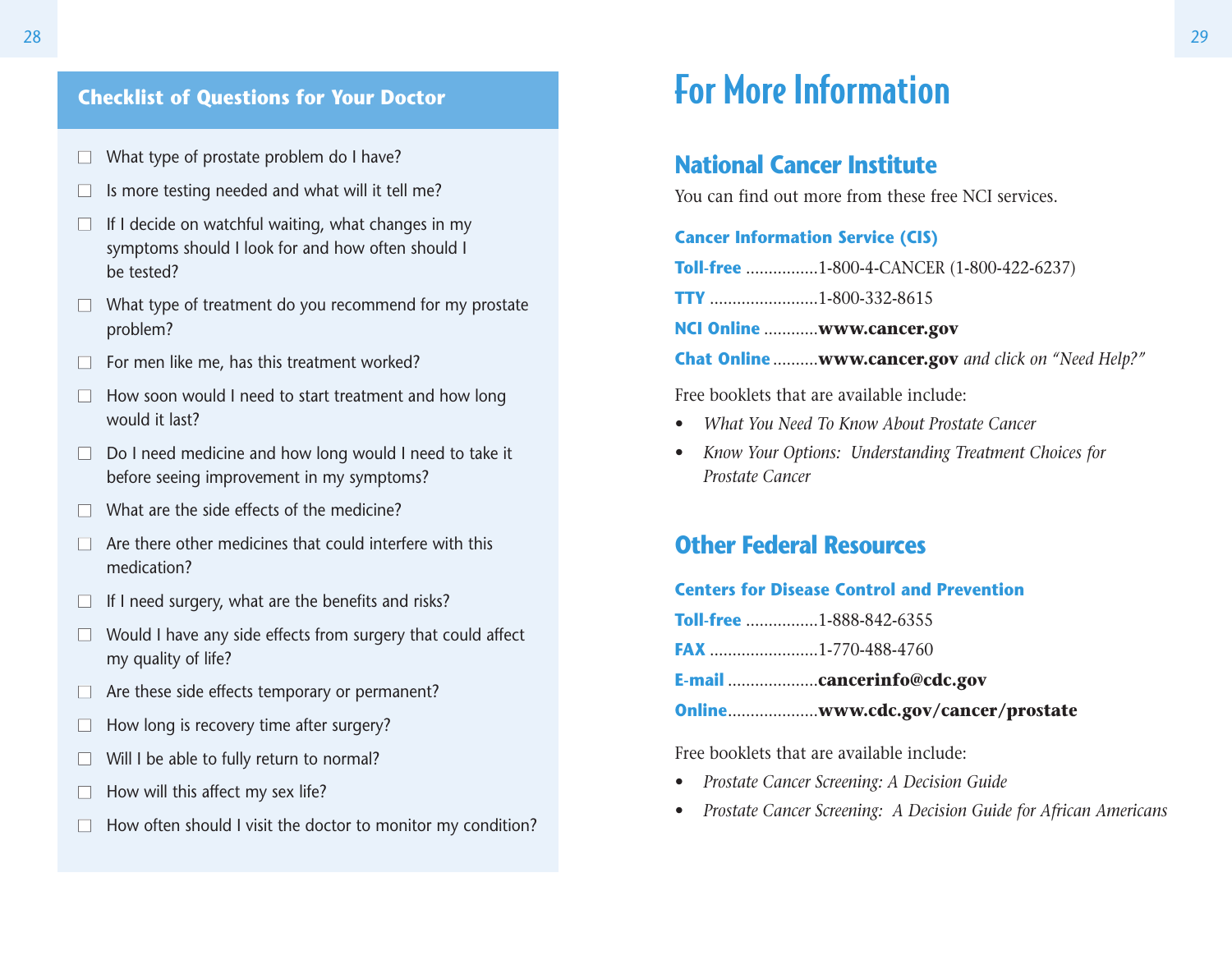## Checklist of Questions for Your Doctor

- ☐ What type of prostate problem do I have?
- ☐ Is more testing needed and what will it tell me?
- ☐ If I decide on watchful waiting, what changes in my symptoms should I look for and how often should I be tested?
- ☐ What type of treatment do you recommend for my prostate problem?
- ☐ For men like me, has this treatment worked?
- ☐ How soon would I need to start treatment and how long would it last?
- ☐ Do I need medicine and how long would I need to take it before seeing improvement in my symptoms?
- ☐ What are the side effects of the medicine?
- ☐ Are there other medicines that could interfere with this medication?
- ☐ If I need surgery, what are the benefits and risks?
- ☐ Would I have any side effects from surgery that could affect my quality of life?
- ☐ Are these side effects temporary or permanent?
- ☐ How long is recovery time after surgery?
- ☐ Will I be able to fully return to normal?
- ☐ How will this affect my sex life?
- ☐ How often should I visit the doctor to monitor my condition?

# For More Information

## National Cancer Institute

You can find out more from these free NCI services.

### Cancer Information Service (CIS)

**Toll-free** ................1-800-4-CANCER (1-800-422-6237)

**TTY** ........................1-800-332-8615

**NCI Online** ............**www.cancer.gov**

**Chat Online** ..........**www.cancer.gov** *and click on "Need Help?"*

Free booklets that are available include:

- *What You Need To Know About Prostate Cancer*
- *Know Your Options: Understanding Treatment Choices for Prostate Cancer*

## Other Federal Resources

### Centers for Disease Control and Prevention

**Toll-free** ................1-888-842-6355

**FAX** ........................1-770-488-4760

**E-mail** ....................**cancerinfo@cdc.gov**

**Online**....................**www.cdc.gov/cancer/prostate**

Free booklets that are available include:

- *Prostate Cancer Screening: A Decision Guide*
- *Prostate Cancer Screening: A Decision Guide for African Americans*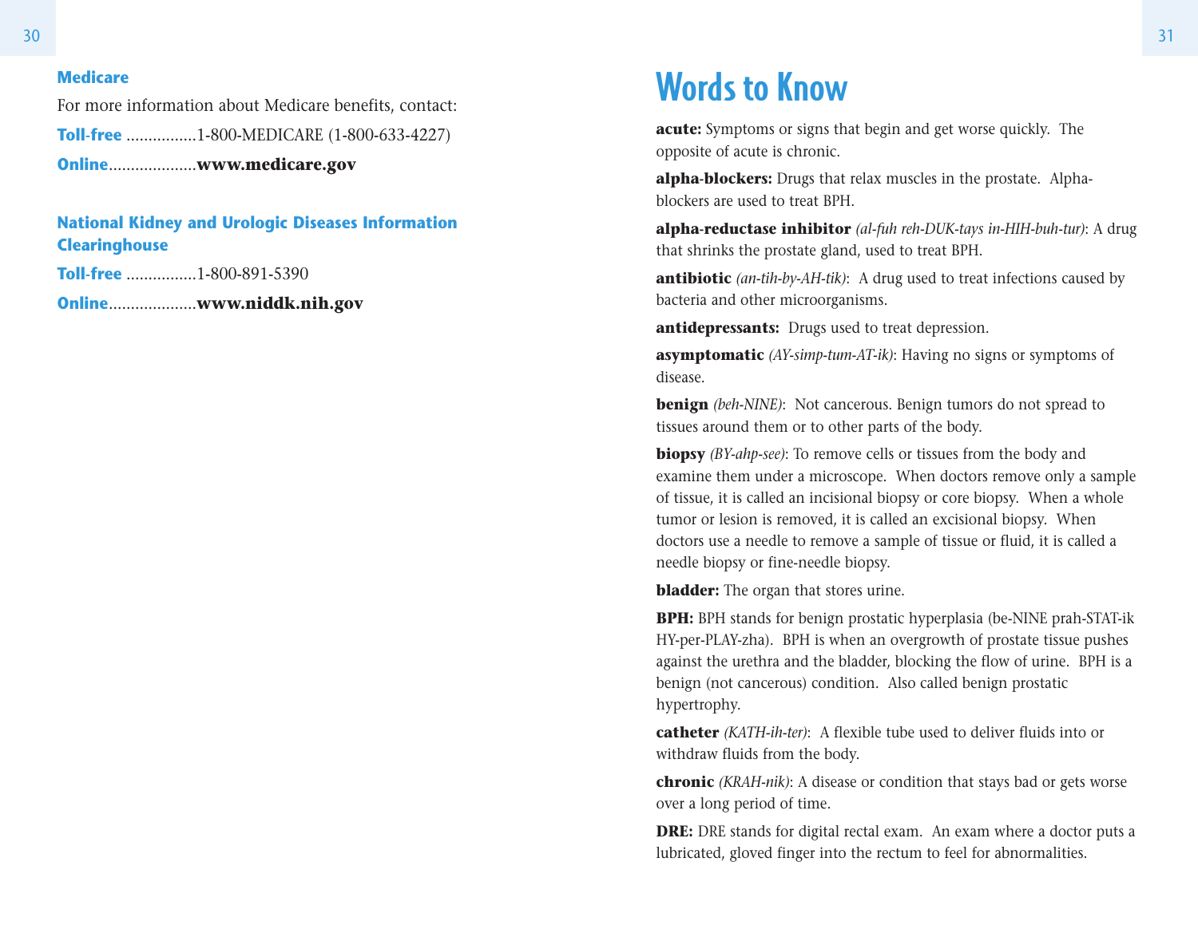**Medicare**

For more information about Medicare benefits, contact:

**Toll-free** ................1-800-MEDICARE (1-800-633-4227)

**Online**....................**www.medicare.gov**

**National Kidney and Urologic Diseases Information Clearinghouse**

**Toll-free** ................1-800-891-5390

**Online**....................**www.niddk.nih.gov**

# Words to Know

**acute:** Symptoms or signs that begin and get worse quickly. The opposite of acute is chronic.

**alpha-blockers:** Drugs that relax muscles in the prostate. Alpha-blockers are used to treat BPH.

**alpha-reductase inhibitor** *(al-fuh reh-DUK-tays in-HIH-buh-tur)*: A drug that shrinks the prostate gland, used to treat BPH.

**antibiotic** *(an-tih-by-AH-tik)*: A drug used to treat infections caused by bacteria and other microorganisms.

**antidepressants:** Drugs used to treat depression.

**asymptomatic** *(AY-simp-tum-AT-ik)*: Having no signs or symptoms of disease.

**benign** *(beh-NINE)*: Not cancerous. Benign tumors do not spread to tissues around them or to other parts of the body.

**biopsy** *(BY-ahp-see)*: To remove cells or tissues from the body and examine them under a microscope. When doctors remove only a sample of tissue, it is called an incisional biopsy or core biopsy. When a whole tumor or lesion is removed, it is called an excisional biopsy. When doctors use a needle to remove a sample of tissue or fluid, it is called a needle biopsy or fine-needle biopsy.

**bladder:** The organ that stores urine.

**BPH:** BPH stands for benign prostatic hyperplasia (be-NINE prah-STAT-ik HY-per-PLAY-zha). BPH is when an overgrowth of prostate tissue pushes against the urethra and the bladder, blocking the flow of urine. BPH is a benign (not cancerous) condition. Also called benign prostatic hypertrophy.

**catheter** *(KATH-ih-ter)*: A flexible tube used to deliver fluids into or withdraw fluids from the body.

**chronic** *(KRAH-nik)*: A disease or condition that stays bad or gets worse over a long period of time.

**DRE:** DRE stands for digital rectal exam. An exam where a doctor puts a lubricated, gloved finger into the rectum to feel for abnormalities.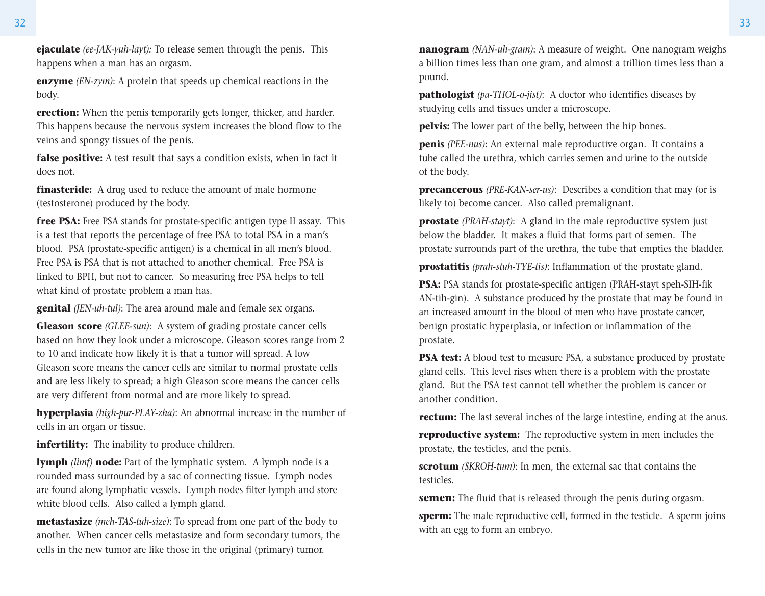**ejaculate** *(ee-JAK-yuh-layt):* To release semen through the penis. This happens when a man has an orgasm.

**enzyme** *(EN-zym)*: A protein that speeds up chemical reactions in the body.

**erection:** When the penis temporarily gets longer, thicker, and harder. This happens because the nervous system increases the blood flow to the veins and spongy tissues of the penis.

**false positive:** A test result that says a condition exists, when in fact it does not.

**finasteride:** A drug used to reduce the amount of male hormone (testosterone) produced by the body.

**free PSA:** Free PSA stands for prostate-specific antigen type II assay. This is a test that reports the percentage of free PSA to total PSA in a man's blood. PSA (prostate-specific antigen) is a chemical in all men's blood. Free PSA is PSA that is not attached to another chemical. Free PSA is linked to BPH, but not to cancer. So measuring free PSA helps to tell what kind of prostate problem a man has.

**genital** *(JEN-uh-tul)*: The area around male and female sex organs.

**Gleason score** *(GLEE-sun)*: A system of grading prostate cancer cells based on how they look under a microscope. Gleason scores range from 2 to 10 and indicate how likely it is that a tumor will spread. A low Gleason score means the cancer cells are similar to normal prostate cells and are less likely to spread; a high Gleason score means the cancer cells are very different from normal and are more likely to spread.

**hyperplasia** *(high-pur-PLAY-zha)*: An abnormal increase in the number of cells in an organ or tissue.

**infertility:** The inability to produce children.

**lymph** *(limf)* **node:** Part of the lymphatic system. A lymph node is a rounded mass surrounded by a sac of connecting tissue. Lymph nodes are found along lymphatic vessels. Lymph nodes filter lymph and store white blood cells. Also called a lymph gland.

**metastasize** *(meh-TAS-tuh-size)*: To spread from one part of the body to another. When cancer cells metastasize and form secondary tumors, the cells in the new tumor are like those in the original (primary) tumor.

**nanogram** *(NAN-uh-gram)*: A measure of weight. One nanogram weighs a billion times less than one gram, and almost a trillion times less than a pound.

**pathologist** *(pa-THOL-o-jist)*: A doctor who identifies diseases by studying cells and tissues under a microscope.

**pelvis:** The lower part of the belly, between the hip bones.

**penis** *(PEE-nus)*: An external male reproductive organ. It contains a tube called the urethra, which carries semen and urine to the outside of the body.

**precancerous** *(PRE-KAN-ser-us)*: Describes a condition that may (or is likely to) become cancer. Also called premalignant.

**prostate** *(PRAH-stayt)*: A gland in the male reproductive system just below the bladder. It makes a fluid that forms part of semen. The prostate surrounds part of the urethra, the tube that empties the bladder.

**prostatitis** *(prah-stuh-TYE-tis)*: Inflammation of the prostate gland.

**PSA:** PSA stands for prostate-specific antigen (PRAH-stayt speh-SIH-fik AN-tih-gin). A substance produced by the prostate that may be found in an increased amount in the blood of men who have prostate cancer, benign prostatic hyperplasia, or infection or inflammation of the prostate.

**PSA test:** A blood test to measure PSA, a substance produced by prostate gland cells. This level rises when there is a problem with the prostate gland. But the PSA test cannot tell whether the problem is cancer or another condition.

**rectum:** The last several inches of the large intestine, ending at the anus.

**reproductive system:** The reproductive system in men includes the prostate, the testicles, and the penis.

**scrotum** *(SKROH-tum)*: In men, the external sac that contains the testicles.

**semen:** The fluid that is released through the penis during orgasm.

**sperm:** The male reproductive cell, formed in the testicle. A sperm joins with an egg to form an embryo.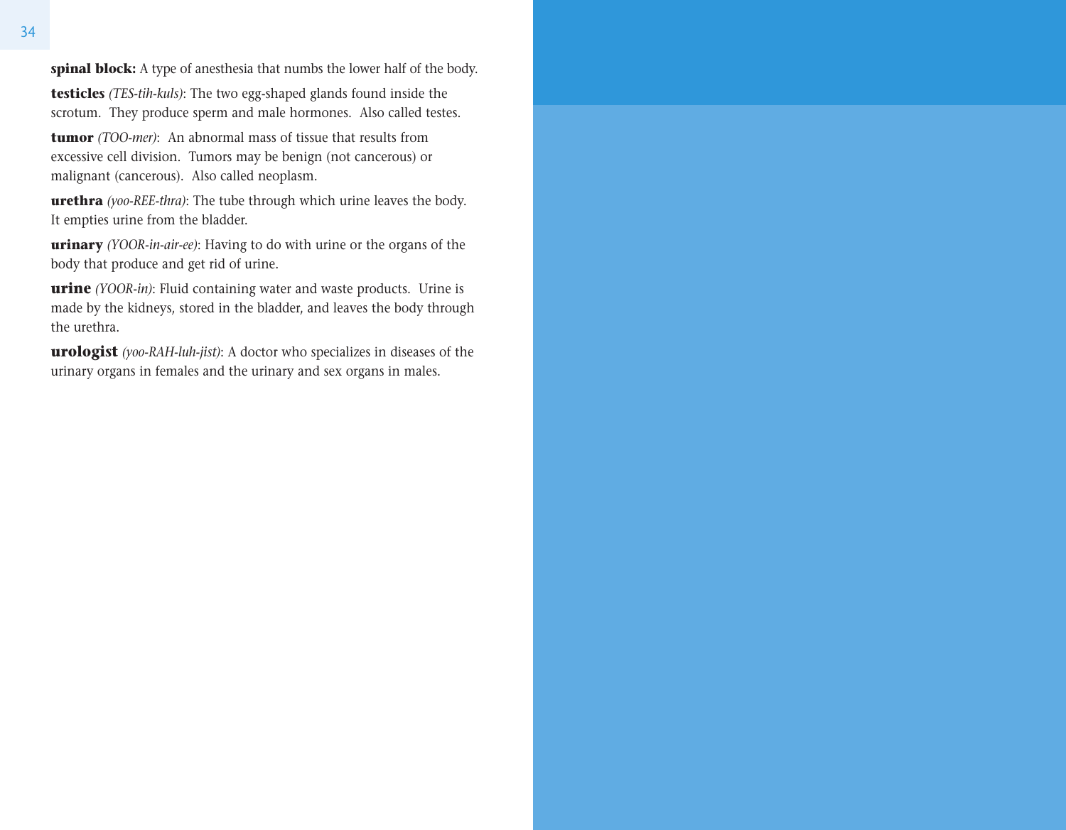**spinal block:** A type of anesthesia that numbs the lower half of the body.

**testicles** *(TES-tih-kuls)*: The two egg-shaped glands found inside the scrotum. They produce sperm and male hormones. Also called testes.

**tumor** *(TOO-mer)*: An abnormal mass of tissue that results from excessive cell division. Tumors may be benign (not cancerous) or malignant (cancerous). Also called neoplasm.

**urethra** *(yoo-REE-thra)*: The tube through which urine leaves the body. It empties urine from the bladder.

**urinary** *(YOOR-in-air-ee)*: Having to do with urine or the organs of the body that produce and get rid of urine.

**urine** *(YOOR-in)*: Fluid containing water and waste products. Urine is made by the kidneys, stored in the bladder, and leaves the body through the urethra.

**urologist** *(yoo-RAH-luh-jist)*: A doctor who specializes in diseases of the urinary organs in females and the urinary and sex organs in males.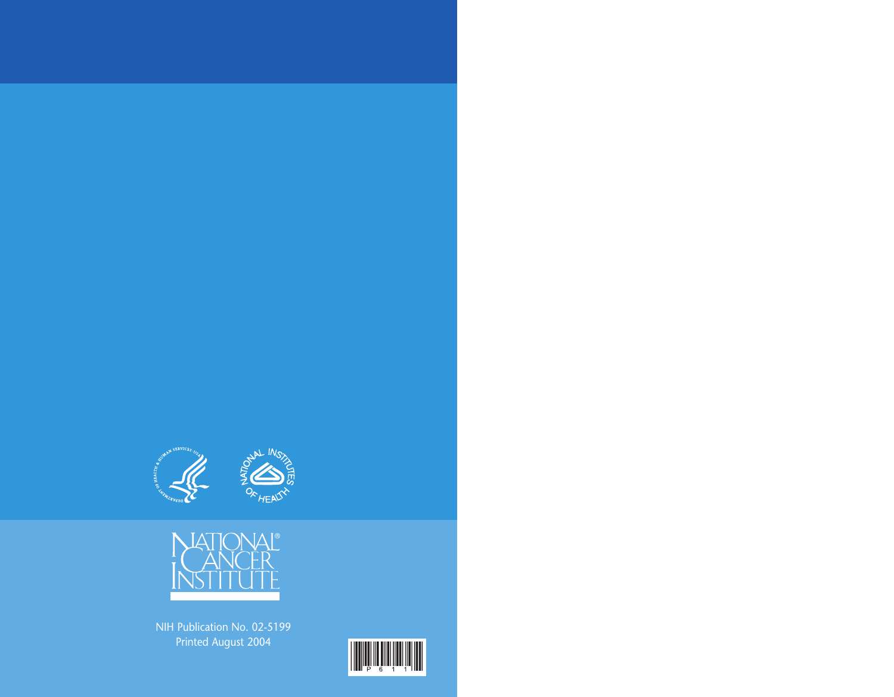NATIONAL® CANCER INSTITUTE

NIH Publication No. 02-5199
Printed August 2004

P 6 1 1